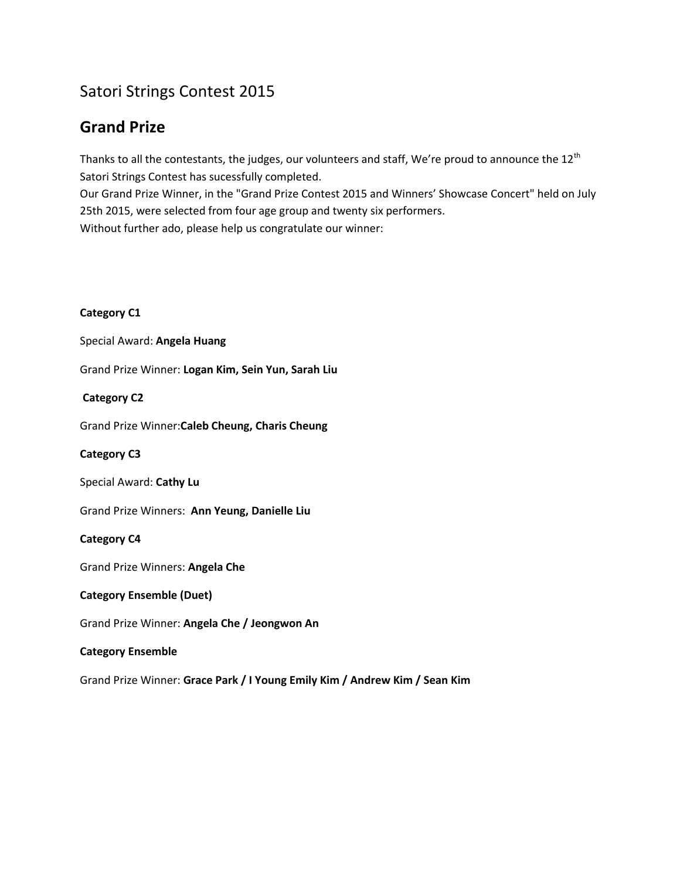# Satori Strings Contest 2015

## Grand Prize

Thanks to all the contestants, the judges, our volunteers and staff, We're proud to announce the 12th Satori Strings Contest has sucessfully completed.
Our Grand Prize Winner, in the "Grand Prize Contest 2015 and Winners' Showcase Concert" held on July 25th 2015, were selected from four age group and twenty six performers.
Without further ado, please help us congratulate our winner:

**Category C1**

Special Award: **Angela Huang**

Grand Prize Winner: **Logan Kim, Sein Yun, Sarah Liu**

**Category C2**

Grand Prize Winner:**Caleb Cheung, Charis Cheung**

**Category C3**

Special Award: **Cathy Lu**

Grand Prize Winners: **Ann Yeung, Danielle Liu**

**Category C4**

Grand Prize Winners: **Angela Che**

**Category Ensemble (Duet)**

Grand Prize Winner: **Angela Che / Jeongwon An**

**Category Ensemble**

Grand Prize Winner: **Grace Park / I Young Emily Kim / Andrew Kim / Sean Kim**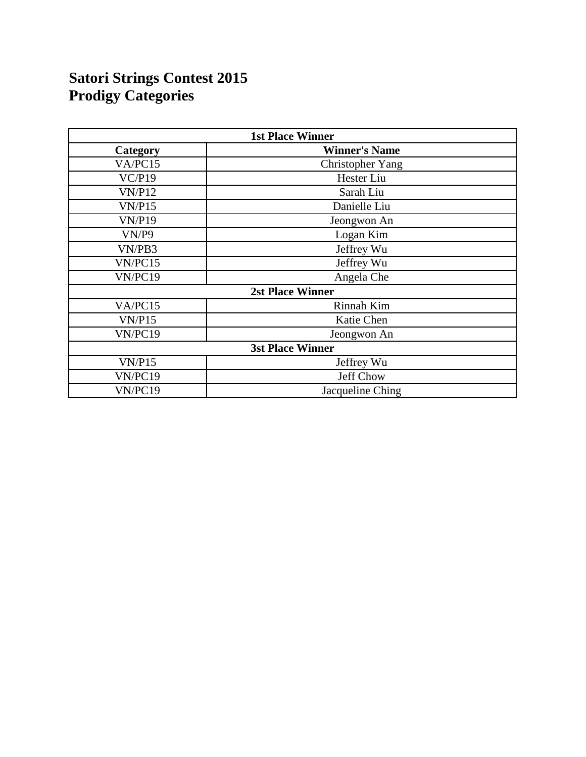# Satori Strings Contest 2015
# Prodigy Categories

| 1st Place Winner | |
|---|---|
| **Category** | **Winner's Name** |
| VA/PC15 | Christopher Yang |
| VC/P19 | Hester Liu |
| VN/P12 | Sarah Liu |
| VN/P15 | Danielle Liu |
| VN/P19 | Jeongwon An |
| VN/P9 | Logan Kim |
| VN/PB3 | Jeffrey Wu |
| VN/PC15 | Jeffrey Wu |
| VN/PC19 | Angela Che |
| **2st Place Winner** | |
| VA/PC15 | Rinnah Kim |
| VN/P15 | Katie Chen |
| VN/PC19 | Jeongwon An |
| **3st Place Winner** | |
| VN/P15 | Jeffrey Wu |
| VN/PC19 | Jeff Chow |
| VN/PC19 | Jacqueline Ching |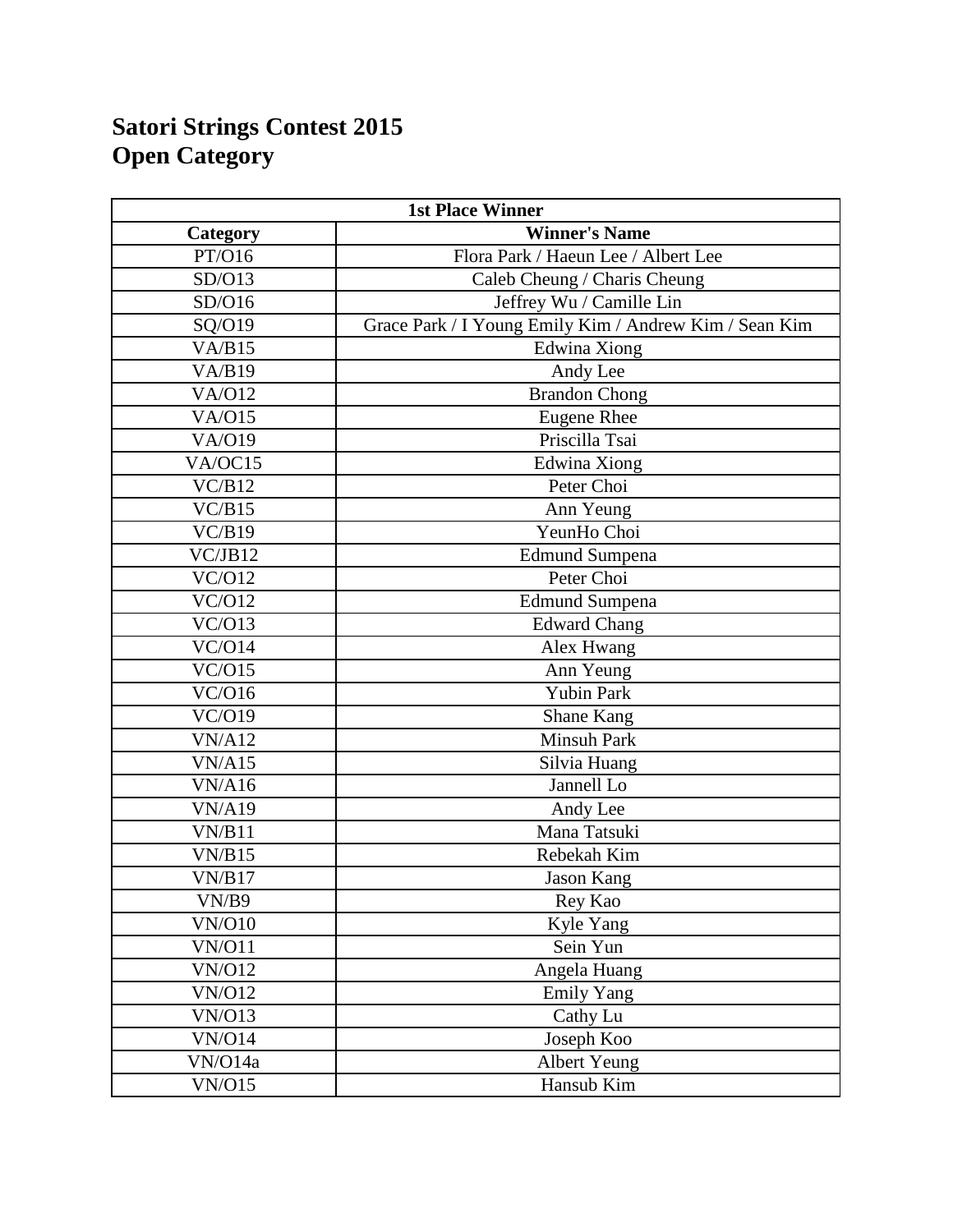# Satori Strings Contest 2015
# Open Category

| 1st Place Winner | |
|---|---|
| **Category** | **Winner's Name** |
| PT/O16 | Flora Park / Haeun Lee / Albert Lee |
| SD/O13 | Caleb Cheung / Charis Cheung |
| SD/O16 | Jeffrey Wu / Camille Lin |
| SQ/O19 | Grace Park / I Young Emily Kim / Andrew Kim / Sean Kim |
| VA/B15 | Edwina Xiong |
| VA/B19 | Andy Lee |
| VA/O12 | Brandon Chong |
| VA/O15 | Eugene Rhee |
| VA/O19 | Priscilla Tsai |
| VA/OC15 | Edwina Xiong |
| VC/B12 | Peter Choi |
| VC/B15 | Ann Yeung |
| VC/B19 | YeunHo Choi |
| VC/JB12 | Edmund Sumpena |
| VC/O12 | Peter Choi |
| VC/O12 | Edmund Sumpena |
| VC/O13 | Edward Chang |
| VC/O14 | Alex Hwang |
| VC/O15 | Ann Yeung |
| VC/O16 | Yubin Park |
| VC/O19 | Shane Kang |
| VN/A12 | Minsuh Park |
| VN/A15 | Silvia Huang |
| VN/A16 | Jannell Lo |
| VN/A19 | Andy Lee |
| VN/B11 | Mana Tatsuki |
| VN/B15 | Rebekah Kim |
| VN/B17 | Jason Kang |
| VN/B9 | Rey Kao |
| VN/O10 | Kyle Yang |
| VN/O11 | Sein Yun |
| VN/O12 | Angela Huang |
| VN/O12 | Emily Yang |
| VN/O13 | Cathy Lu |
| VN/O14 | Joseph Koo |
| VN/O14a | Albert Yeung |
| VN/O15 | Hansub Kim |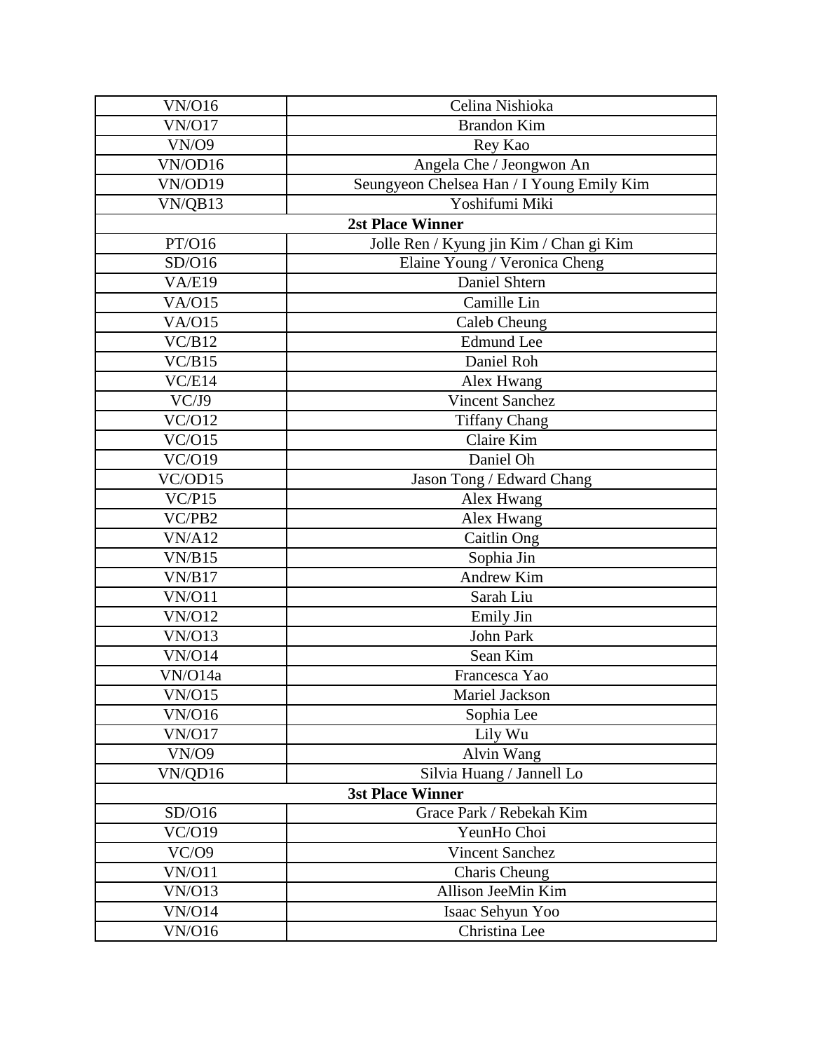| | |
|---|---|
| VN/O16 | Celina Nishioka |
| VN/O17 | Brandon Kim |
| VN/O9 | Rey Kao |
| VN/OD16 | Angela Che / Jeongwon An |
| VN/OD19 | Seungyeon Chelsea Han / I Young Emily Kim |
| VN/QB13 | Yoshifumi Miki |
| **2st Place Winner** | |
| PT/O16 | Jolle Ren / Kyung jin Kim / Chan gi Kim |
| SD/O16 | Elaine Young / Veronica Cheng |
| VA/E19 | Daniel Shtern |
| VA/O15 | Camille Lin |
| VA/O15 | Caleb Cheung |
| VC/B12 | Edmund Lee |
| VC/B15 | Daniel Roh |
| VC/E14 | Alex Hwang |
| VC/J9 | Vincent Sanchez |
| VC/O12 | Tiffany Chang |
| VC/O15 | Claire Kim |
| VC/O19 | Daniel Oh |
| VC/OD15 | Jason Tong / Edward Chang |
| VC/P15 | Alex Hwang |
| VC/PB2 | Alex Hwang |
| VN/A12 | Caitlin Ong |
| VN/B15 | Sophia Jin |
| VN/B17 | Andrew Kim |
| VN/O11 | Sarah Liu |
| VN/O12 | Emily Jin |
| VN/O13 | John Park |
| VN/O14 | Sean Kim |
| VN/O14a | Francesca Yao |
| VN/O15 | Mariel Jackson |
| VN/O16 | Sophia Lee |
| VN/O17 | Lily Wu |
| VN/O9 | Alvin Wang |
| VN/QD16 | Silvia Huang / Jannell Lo |
| **3st Place Winner** | |
| SD/O16 | Grace Park / Rebekah Kim |
| VC/O19 | YeunHo Choi |
| VC/O9 | Vincent Sanchez |
| VN/O11 | Charis Cheung |
| VN/O13 | Allison JeeMin Kim |
| VN/O14 | Isaac Sehyun Yoo |
| VN/O16 | Christina Lee |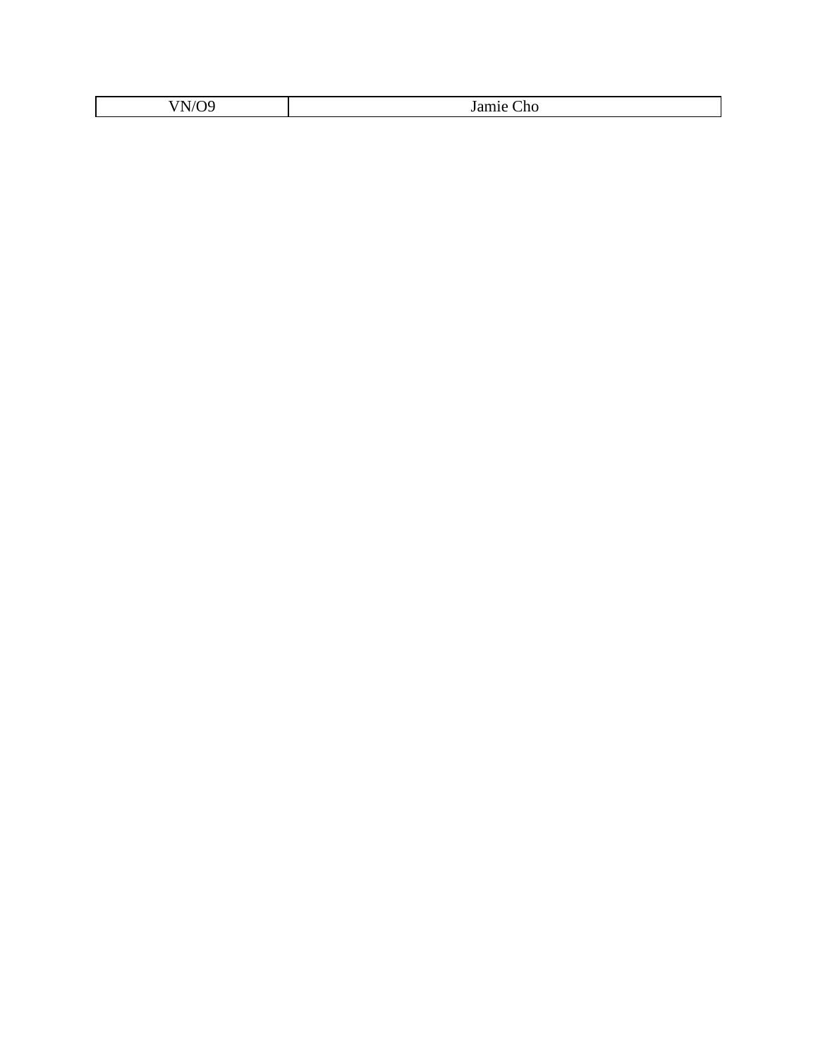| VN/O9 | Jamie Cho |
| --- | --- |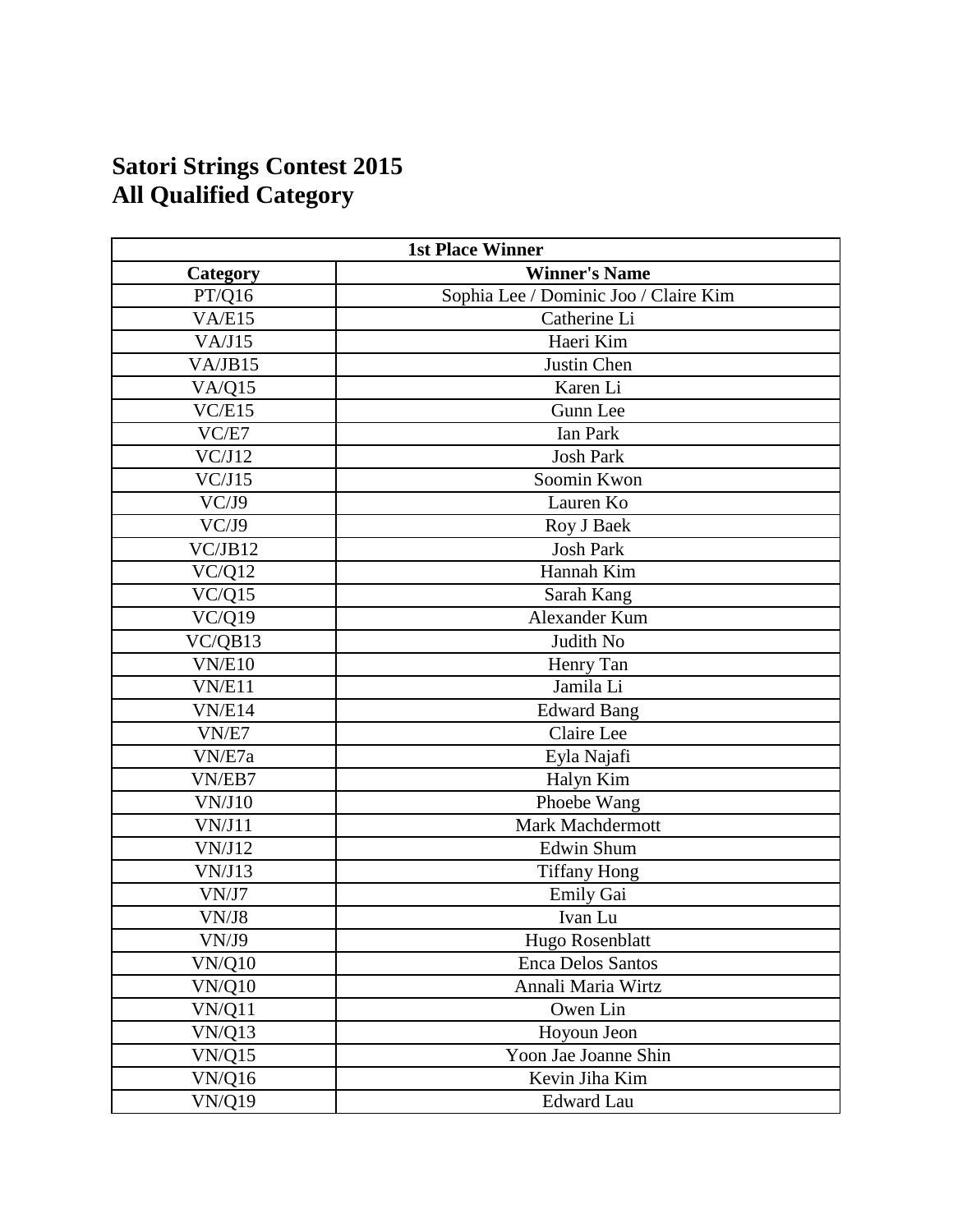# Satori Strings Contest 2015
# All Qualified Category

| 1st Place Winner | |
|---|---|
| **Category** | **Winner's Name** |
| PT/Q16 | Sophia Lee / Dominic Joo / Claire Kim |
| VA/E15 | Catherine Li |
| VA/J15 | Haeri Kim |
| VA/JB15 | Justin Chen |
| VA/Q15 | Karen Li |
| VC/E15 | Gunn Lee |
| VC/E7 | Ian Park |
| VC/J12 | Josh Park |
| VC/J15 | Soomin Kwon |
| VC/J9 | Lauren Ko |
| VC/J9 | Roy J Baek |
| VC/JB12 | Josh Park |
| VC/Q12 | Hannah Kim |
| VC/Q15 | Sarah Kang |
| VC/Q19 | Alexander Kum |
| VC/QB13 | Judith No |
| VN/E10 | Henry Tan |
| VN/E11 | Jamila Li |
| VN/E14 | Edward Bang |
| VN/E7 | Claire Lee |
| VN/E7a | Eyla Najafi |
| VN/EB7 | Halyn Kim |
| VN/J10 | Phoebe Wang |
| VN/J11 | Mark Machdermott |
| VN/J12 | Edwin Shum |
| VN/J13 | Tiffany Hong |
| VN/J7 | Emily Gai |
| VN/J8 | Ivan Lu |
| VN/J9 | Hugo Rosenblatt |
| VN/Q10 | Enca Delos Santos |
| VN/Q10 | Annali Maria Wirtz |
| VN/Q11 | Owen Lin |
| VN/Q13 | Hoyoun Jeon |
| VN/Q15 | Yoon Jae Joanne Shin |
| VN/Q16 | Kevin Jiha Kim |
| VN/Q19 | Edward Lau |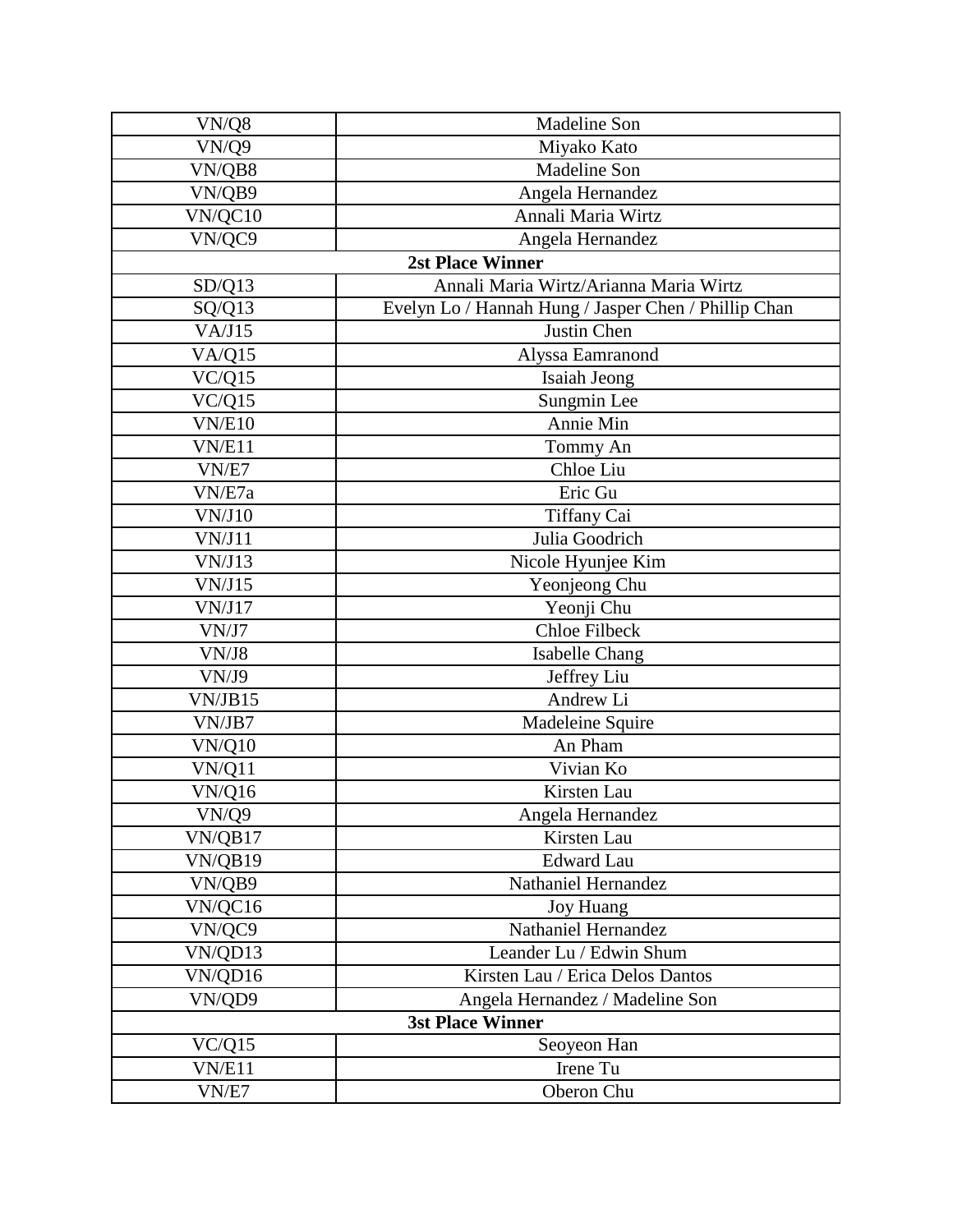| | |
|---|---|
| VN/Q8 | Madeline Son |
| VN/Q9 | Miyako Kato |
| VN/QB8 | Madeline Son |
| VN/QB9 | Angela Hernandez |
| VN/QC10 | Annali Maria Wirtz |
| VN/QC9 | Angela Hernandez |
| **2st Place Winner** | |
| SD/Q13 | Annali Maria Wirtz/Arianna Maria Wirtz |
| SQ/Q13 | Evelyn Lo / Hannah Hung / Jasper Chen / Phillip Chan |
| VA/J15 | Justin Chen |
| VA/Q15 | Alyssa Eamranond |
| VC/Q15 | Isaiah Jeong |
| VC/Q15 | Sungmin Lee |
| VN/E10 | Annie Min |
| VN/E11 | Tommy An |
| VN/E7 | Chloe Liu |
| VN/E7a | Eric Gu |
| VN/J10 | Tiffany Cai |
| VN/J11 | Julia Goodrich |
| VN/J13 | Nicole Hyunjee Kim |
| VN/J15 | Yeonjeong Chu |
| VN/J17 | Yeonji Chu |
| VN/J7 | Chloe Filbeck |
| VN/J8 | Isabelle Chang |
| VN/J9 | Jeffrey Liu |
| VN/JB15 | Andrew Li |
| VN/JB7 | Madeleine Squire |
| VN/Q10 | An Pham |
| VN/Q11 | Vivian Ko |
| VN/Q16 | Kirsten Lau |
| VN/Q9 | Angela Hernandez |
| VN/QB17 | Kirsten Lau |
| VN/QB19 | Edward Lau |
| VN/QB9 | Nathaniel Hernandez |
| VN/QC16 | Joy Huang |
| VN/QC9 | Nathaniel Hernandez |
| VN/QD13 | Leander Lu / Edwin Shum |
| VN/QD16 | Kirsten Lau / Erica Delos Dantos |
| VN/QD9 | Angela Hernandez / Madeline Son |
| **3st Place Winner** | |
| VC/Q15 | Seoyeon Han |
| VN/E11 | Irene Tu |
| VN/E7 | Oberon Chu |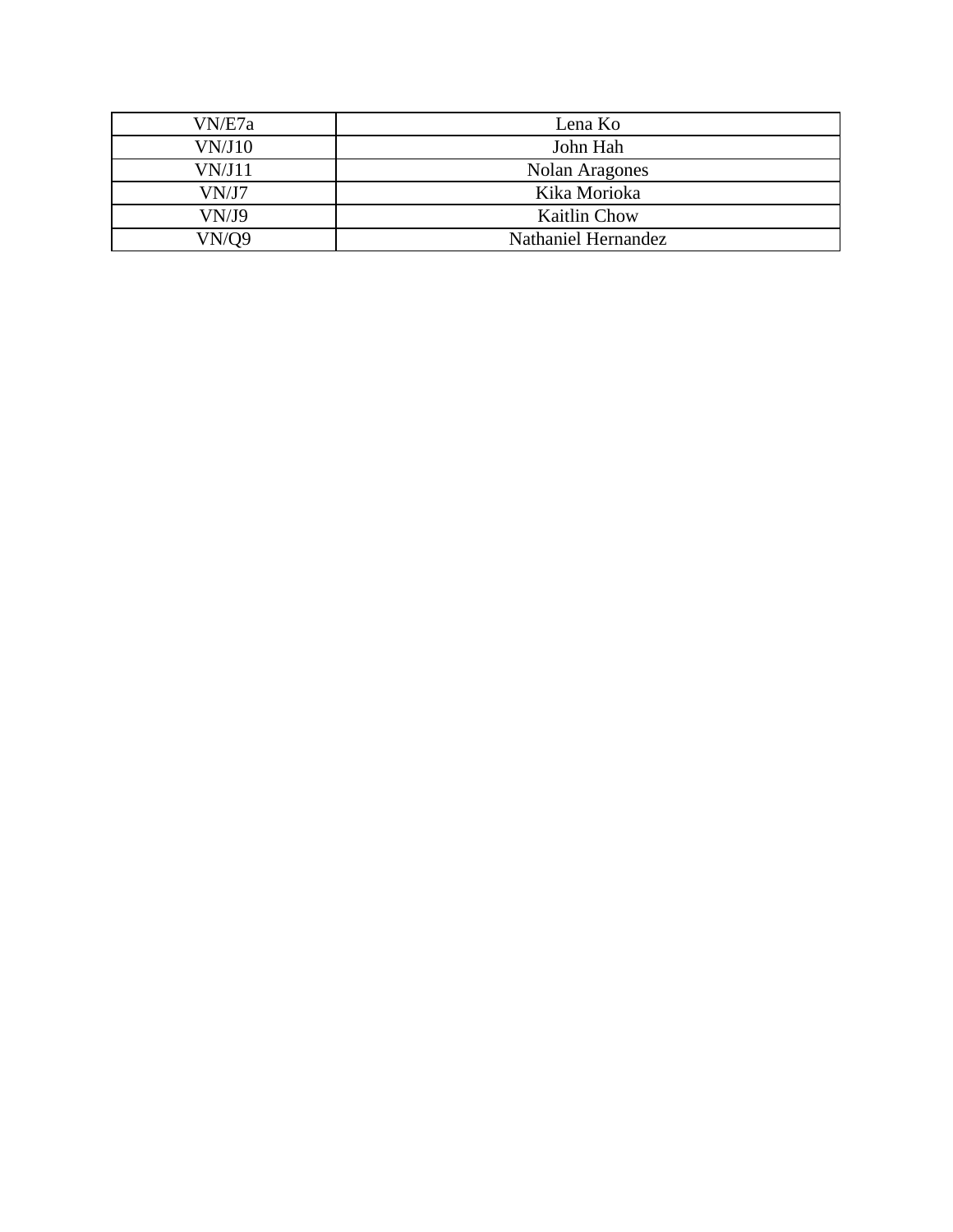| | |
|---|---|
| VN/E7a | Lena Ko |
| VN/J10 | John Hah |
| VN/J11 | Nolan Aragones |
| VN/J7 | Kika Morioka |
| VN/J9 | Kaitlin Chow |
| VN/Q9 | Nathaniel Hernandez |